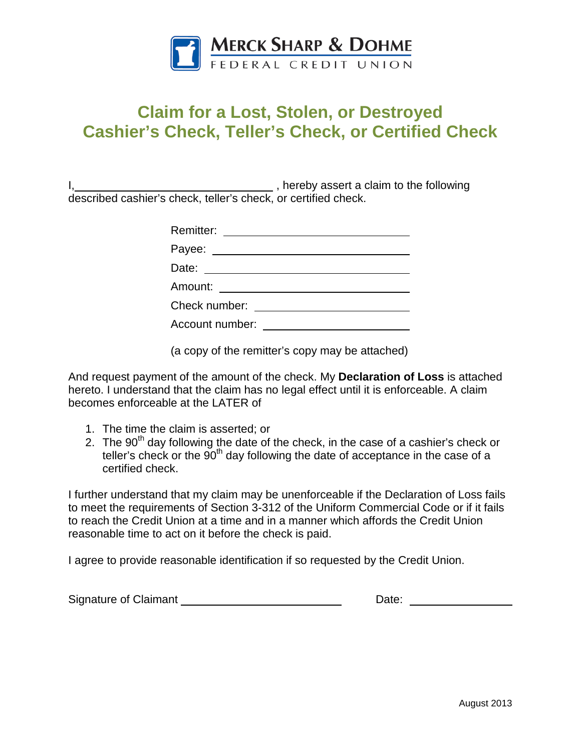**MERCK SHARP & DOHME**
FEDERAL CREDIT UNION

# Claim for a Lost, Stolen, or Destroyed Cashier's Check, Teller's Check, or Certified Check

I,\_\_\_\_\_\_\_\_\_\_\_\_\_\_\_\_\_\_\_\_\_\_\_\_\_\_\_\_\_\_\_\_ , hereby assert a claim to the following described cashier's check, teller's check, or certified check.

Remitter: \_\_\_\_\_\_\_\_\_\_\_\_\_\_\_\_\_\_\_\_\_\_\_\_\_\_\_\_

Payee: \_\_\_\_\_\_\_\_\_\_\_\_\_\_\_\_\_\_\_\_\_\_\_\_\_\_\_\_\_\_

Date: \_\_\_\_\_\_\_\_\_\_\_\_\_\_\_\_\_\_\_\_\_\_\_\_\_\_\_\_\_\_\_

Amount: \_\_\_\_\_\_\_\_\_\_\_\_\_\_\_\_\_\_\_\_\_\_\_\_\_\_\_\_\_

Check number: \_\_\_\_\_\_\_\_\_\_\_\_\_\_\_\_\_\_\_\_\_\_\_\_

Account number: \_\_\_\_\_\_\_\_\_\_\_\_\_\_\_\_\_\_\_\_\_\_

(a copy of the remitter's copy may be attached)

And request payment of the amount of the check. My **Declaration of Loss** is attached hereto. I understand that the claim has no legal effect until it is enforceable. A claim becomes enforceable at the LATER of

1. The time the claim is asserted; or
2. The 90th day following the date of the check, in the case of a cashier's check or teller's check or the 90th day following the date of acceptance in the case of a certified check.

I further understand that my claim may be unenforceable if the Declaration of Loss fails to meet the requirements of Section 3-312 of the Uniform Commercial Code or if it fails to reach the Credit Union at a time and in a manner which affords the Credit Union reasonable time to act on it before the check is paid.

I agree to provide reasonable identification if so requested by the Credit Union.

Signature of Claimant \_\_\_\_\_\_\_\_\_\_\_\_\_\_\_\_\_\_\_\_\_\_\_\_\_\_ Date: \_\_\_\_\_\_\_\_\_\_\_\_\_\_\_\_\_

August 2013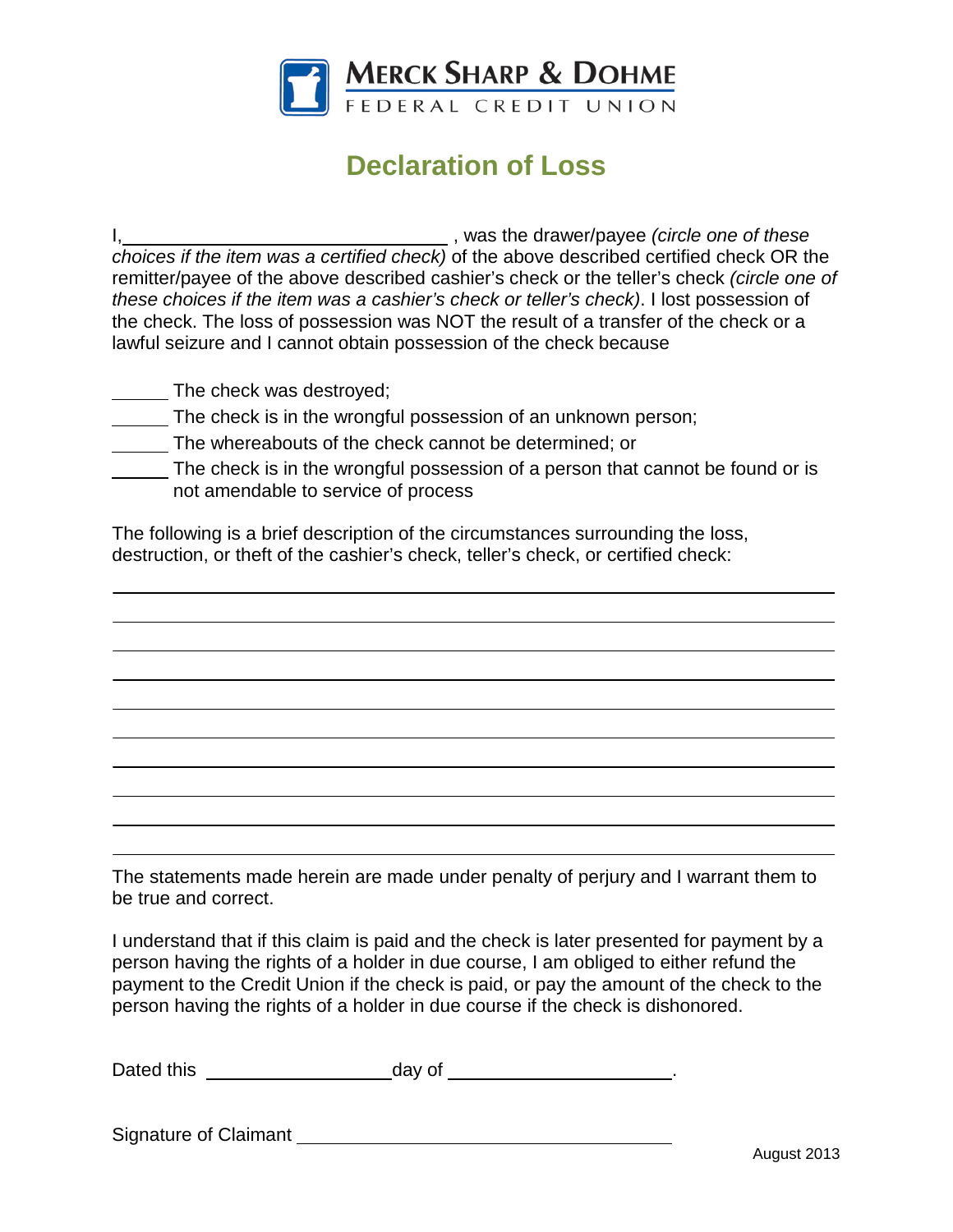**MERCK SHARP & DOHME**
FEDERAL CREDIT UNION

# Declaration of Loss

I,\_\_\_\_\_\_\_\_\_\_\_\_\_\_\_\_\_\_\_\_\_\_\_\_\_\_\_\_\_\_ , was the drawer/payee *(circle one of these choices if the item was a certified check)* of the above described certified check OR the remitter/payee of the above described cashier's check or the teller's check *(circle one of these choices if the item was a cashier's check or teller's check)*. I lost possession of the check. The loss of possession was NOT the result of a transfer of the check or a lawful seizure and I cannot obtain possession of the check because

\_\_\_\_\_\_ The check was destroyed;

\_\_\_\_\_\_ The check is in the wrongful possession of an unknown person;

\_\_\_\_\_\_ The whereabouts of the check cannot be determined; or

\_\_\_\_\_\_ The check is in the wrongful possession of a person that cannot be found or is not amendable to service of process

The following is a brief description of the circumstances surrounding the loss, destruction, or theft of the cashier's check, teller's check, or certified check:

\_\_\_\_\_\_\_\_\_\_\_\_\_\_\_\_\_\_\_\_\_\_\_\_\_\_\_\_\_\_\_\_\_\_\_\_\_\_\_\_\_\_\_\_\_\_\_\_\_\_\_\_\_\_\_\_\_\_\_\_

\_\_\_\_\_\_\_\_\_\_\_\_\_\_\_\_\_\_\_\_\_\_\_\_\_\_\_\_\_\_\_\_\_\_\_\_\_\_\_\_\_\_\_\_\_\_\_\_\_\_\_\_\_\_\_\_\_\_\_\_

\_\_\_\_\_\_\_\_\_\_\_\_\_\_\_\_\_\_\_\_\_\_\_\_\_\_\_\_\_\_\_\_\_\_\_\_\_\_\_\_\_\_\_\_\_\_\_\_\_\_\_\_\_\_\_\_\_\_\_\_

\_\_\_\_\_\_\_\_\_\_\_\_\_\_\_\_\_\_\_\_\_\_\_\_\_\_\_\_\_\_\_\_\_\_\_\_\_\_\_\_\_\_\_\_\_\_\_\_\_\_\_\_\_\_\_\_\_\_\_\_

\_\_\_\_\_\_\_\_\_\_\_\_\_\_\_\_\_\_\_\_\_\_\_\_\_\_\_\_\_\_\_\_\_\_\_\_\_\_\_\_\_\_\_\_\_\_\_\_\_\_\_\_\_\_\_\_\_\_\_\_

\_\_\_\_\_\_\_\_\_\_\_\_\_\_\_\_\_\_\_\_\_\_\_\_\_\_\_\_\_\_\_\_\_\_\_\_\_\_\_\_\_\_\_\_\_\_\_\_\_\_\_\_\_\_\_\_\_\_\_\_

\_\_\_\_\_\_\_\_\_\_\_\_\_\_\_\_\_\_\_\_\_\_\_\_\_\_\_\_\_\_\_\_\_\_\_\_\_\_\_\_\_\_\_\_\_\_\_\_\_\_\_\_\_\_\_\_\_\_\_\_

\_\_\_\_\_\_\_\_\_\_\_\_\_\_\_\_\_\_\_\_\_\_\_\_\_\_\_\_\_\_\_\_\_\_\_\_\_\_\_\_\_\_\_\_\_\_\_\_\_\_\_\_\_\_\_\_\_\_\_\_

\_\_\_\_\_\_\_\_\_\_\_\_\_\_\_\_\_\_\_\_\_\_\_\_\_\_\_\_\_\_\_\_\_\_\_\_\_\_\_\_\_\_\_\_\_\_\_\_\_\_\_\_\_\_\_\_\_\_\_\_

\_\_\_\_\_\_\_\_\_\_\_\_\_\_\_\_\_\_\_\_\_\_\_\_\_\_\_\_\_\_\_\_\_\_\_\_\_\_\_\_\_\_\_\_\_\_\_\_\_\_\_\_\_\_\_\_\_\_\_\_

The statements made herein are made under penalty of perjury and I warrant them to be true and correct.

I understand that if this claim is paid and the check is later presented for payment by a person having the rights of a holder in due course, I am obliged to either refund the payment to the Credit Union if the check is paid, or pay the amount of the check to the person having the rights of a holder in due course if the check is dishonored.

Dated this \_\_\_\_\_\_\_\_\_\_\_\_\_\_\_\_\_\_\_\_day of \_\_\_\_\_\_\_\_\_\_\_\_\_\_\_\_\_\_\_\_\_\_\_\_.

Signature of Claimant \_\_\_\_\_\_\_\_\_\_\_\_\_\_\_\_\_\_\_\_\_\_\_\_\_\_\_\_\_\_\_\_\_\_\_\_\_\_\_\_

August 2013